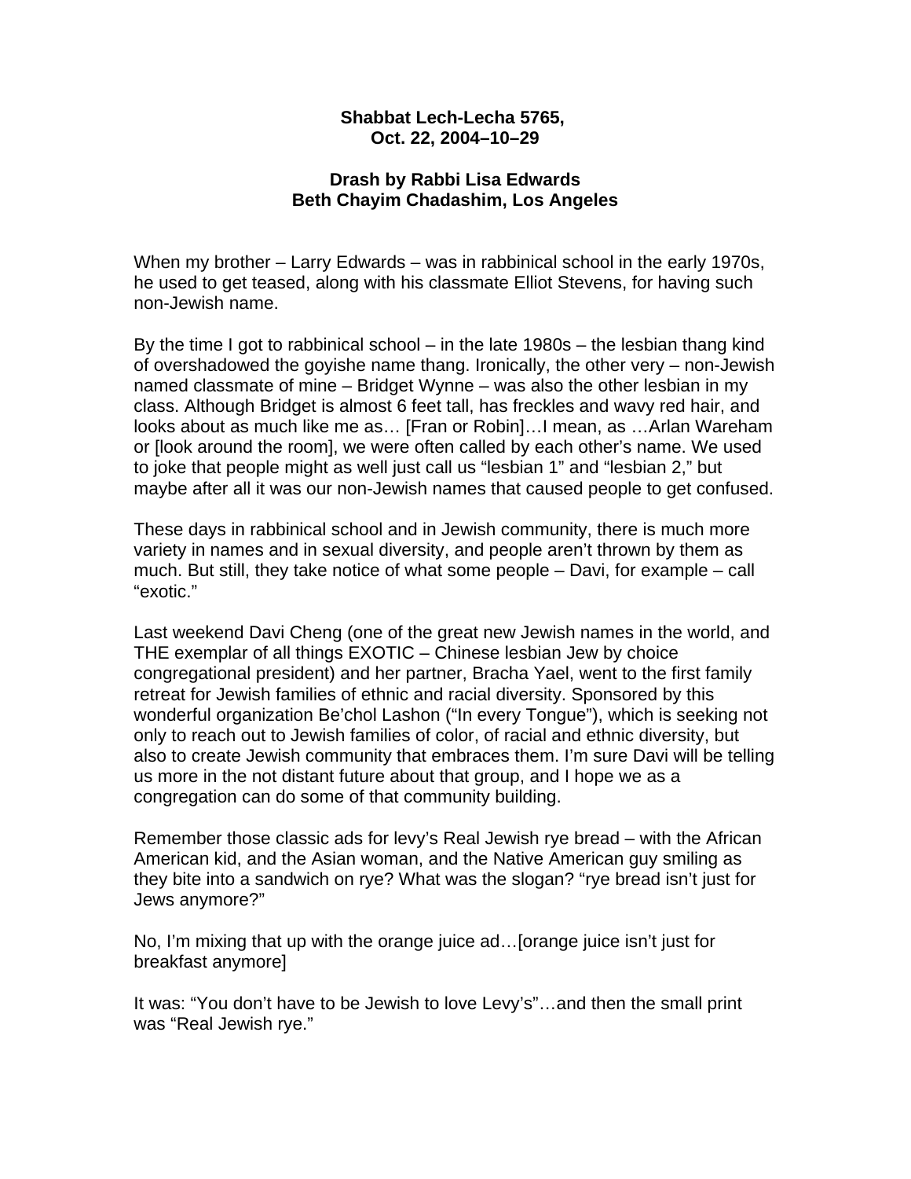**Shabbat Lech-Lecha 5765,**
**Oct. 22, 2004–10–29**

**Drash by Rabbi Lisa Edwards**
**Beth Chayim Chadashim, Los Angeles**

When my brother – Larry Edwards – was in rabbinical school in the early 1970s, he used to get teased, along with his classmate Elliot Stevens, for having such non-Jewish name.

By the time I got to rabbinical school – in the late 1980s – the lesbian thang kind of overshadowed the goyishe name thang. Ironically, the other very – non-Jewish named classmate of mine – Bridget Wynne – was also the other lesbian in my class. Although Bridget is almost 6 feet tall, has freckles and wavy red hair, and looks about as much like me as… [Fran or Robin]…I mean, as …Arlan Wareham or [look around the room], we were often called by each other's name. We used to joke that people might as well just call us "lesbian 1" and "lesbian 2," but maybe after all it was our non-Jewish names that caused people to get confused.

These days in rabbinical school and in Jewish community, there is much more variety in names and in sexual diversity, and people aren't thrown by them as much. But still, they take notice of what some people – Davi, for example – call "exotic."

Last weekend Davi Cheng (one of the great new Jewish names in the world, and THE exemplar of all things EXOTIC – Chinese lesbian Jew by choice congregational president) and her partner, Bracha Yael, went to the first family retreat for Jewish families of ethnic and racial diversity. Sponsored by this wonderful organization Be'chol Lashon ("In every Tongue"), which is seeking not only to reach out to Jewish families of color, of racial and ethnic diversity, but also to create Jewish community that embraces them. I'm sure Davi will be telling us more in the not distant future about that group, and I hope we as a congregation can do some of that community building.

Remember those classic ads for levy's Real Jewish rye bread – with the African American kid, and the Asian woman, and the Native American guy smiling as they bite into a sandwich on rye? What was the slogan? "rye bread isn't just for Jews anymore?"

No, I'm mixing that up with the orange juice ad…[orange juice isn't just for breakfast anymore]

It was: "You don't have to be Jewish to love Levy's"…and then the small print was "Real Jewish rye."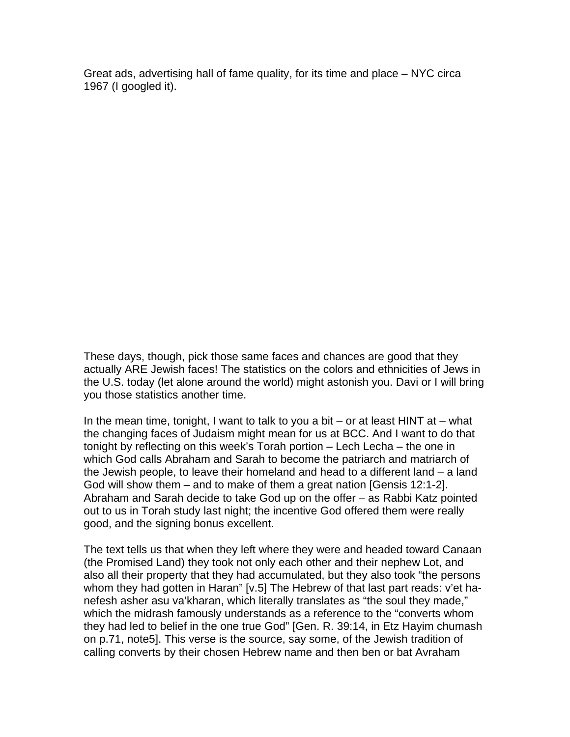Great ads, advertising hall of fame quality, for its time and place – NYC circa 1967 (I googled it).

These days, though, pick those same faces and chances are good that they actually ARE Jewish faces! The statistics on the colors and ethnicities of Jews in the U.S. today (let alone around the world) might astonish you. Davi or I will bring you those statistics another time.

In the mean time, tonight, I want to talk to you a bit – or at least HINT at – what the changing faces of Judaism might mean for us at BCC. And I want to do that tonight by reflecting on this week's Torah portion – Lech Lecha – the one in which God calls Abraham and Sarah to become the patriarch and matriarch of the Jewish people, to leave their homeland and head to a different land – a land God will show them – and to make of them a great nation [Gensis 12:1-2]. Abraham and Sarah decide to take God up on the offer – as Rabbi Katz pointed out to us in Torah study last night; the incentive God offered them were really good, and the signing bonus excellent.

The text tells us that when they left where they were and headed toward Canaan (the Promised Land) they took not only each other and their nephew Lot, and also all their property that they had accumulated, but they also took "the persons whom they had gotten in Haran" [v.5] The Hebrew of that last part reads: v'et ha-nefesh asher asu va'kharan, which literally translates as "the soul they made," which the midrash famously understands as a reference to the "converts whom they had led to belief in the one true God" [Gen. R. 39:14, in Etz Hayim chumash on p.71, note5]. This verse is the source, say some, of the Jewish tradition of calling converts by their chosen Hebrew name and then ben or bat Avraham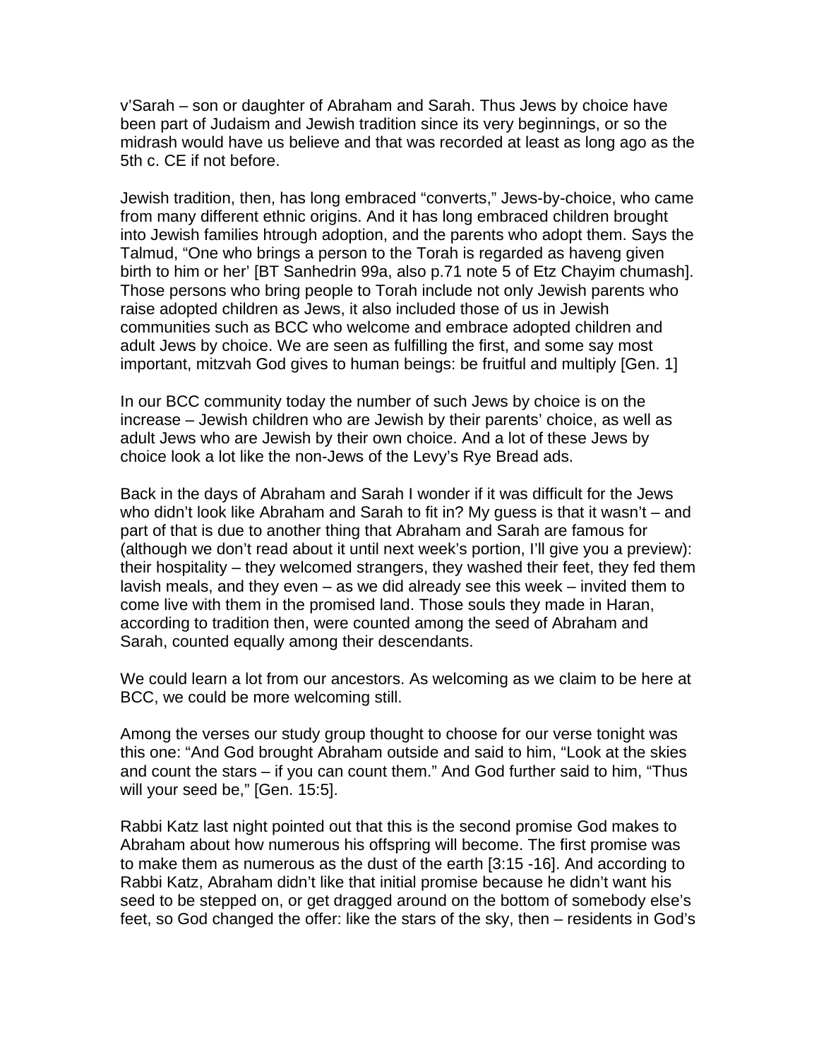v'Sarah – son or daughter of Abraham and Sarah. Thus Jews by choice have been part of Judaism and Jewish tradition since its very beginnings, or so the midrash would have us believe and that was recorded at least as long ago as the 5th c. CE if not before.

Jewish tradition, then, has long embraced "converts," Jews-by-choice, who came from many different ethnic origins. And it has long embraced children brought into Jewish families htrough adoption, and the parents who adopt them. Says the Talmud, "One who brings a person to the Torah is regarded as haveng given birth to him or her' [BT Sanhedrin 99a, also p.71 note 5 of Etz Chayim chumash]. Those persons who bring people to Torah include not only Jewish parents who raise adopted children as Jews, it also included those of us in Jewish communities such as BCC who welcome and embrace adopted children and adult Jews by choice. We are seen as fulfilling the first, and some say most important, mitzvah God gives to human beings: be fruitful and multiply [Gen. 1]

In our BCC community today the number of such Jews by choice is on the increase – Jewish children who are Jewish by their parents' choice, as well as adult Jews who are Jewish by their own choice. And a lot of these Jews by choice look a lot like the non-Jews of the Levy's Rye Bread ads.

Back in the days of Abraham and Sarah I wonder if it was difficult for the Jews who didn't look like Abraham and Sarah to fit in? My guess is that it wasn't – and part of that is due to another thing that Abraham and Sarah are famous for (although we don't read about it until next week's portion, I'll give you a preview): their hospitality – they welcomed strangers, they washed their feet, they fed them lavish meals, and they even – as we did already see this week – invited them to come live with them in the promised land. Those souls they made in Haran, according to tradition then, were counted among the seed of Abraham and Sarah, counted equally among their descendants.

We could learn a lot from our ancestors. As welcoming as we claim to be here at BCC, we could be more welcoming still.

Among the verses our study group thought to choose for our verse tonight was this one: "And God brought Abraham outside and said to him, "Look at the skies and count the stars – if you can count them." And God further said to him, "Thus will your seed be," [Gen. 15:5].

Rabbi Katz last night pointed out that this is the second promise God makes to Abraham about how numerous his offspring will become. The first promise was to make them as numerous as the dust of the earth [3:15 -16]. And according to Rabbi Katz, Abraham didn't like that initial promise because he didn't want his seed to be stepped on, or get dragged around on the bottom of somebody else's feet, so God changed the offer: like the stars of the sky, then – residents in God's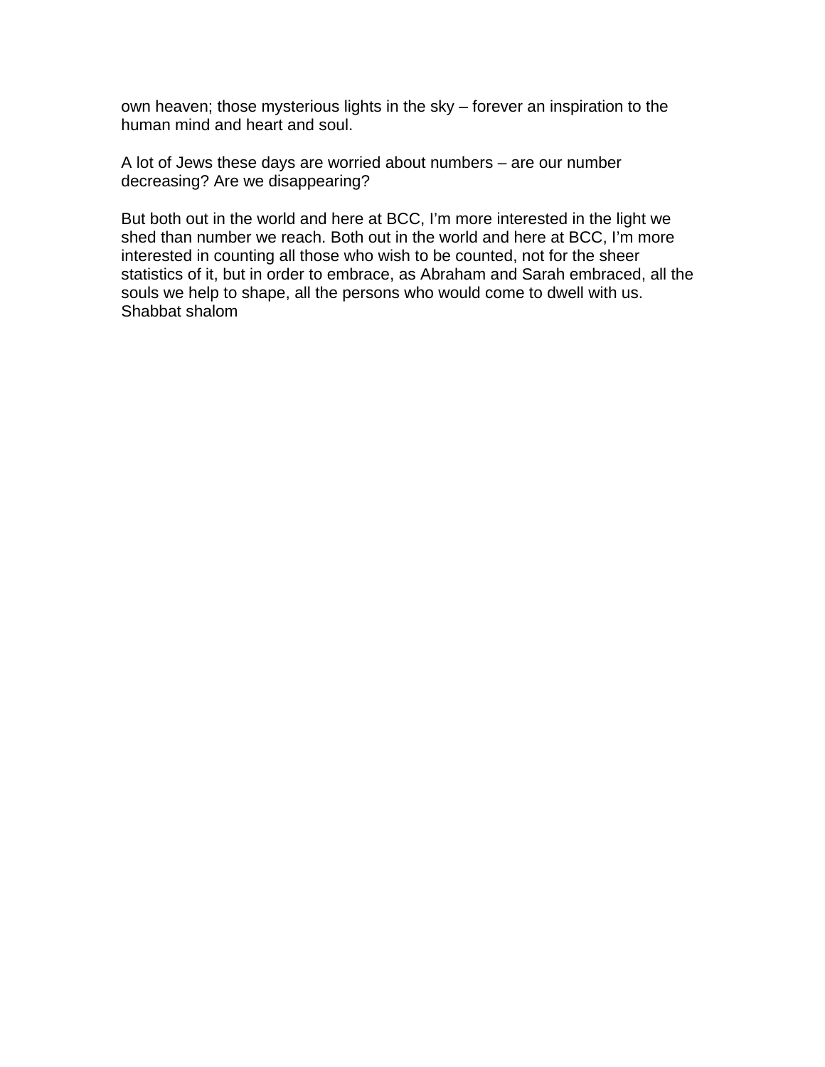own heaven; those mysterious lights in the sky – forever an inspiration to the human mind and heart and soul.

A lot of Jews these days are worried about numbers – are our number decreasing? Are we disappearing?

But both out in the world and here at BCC, I'm more interested in the light we shed than number we reach. Both out in the world and here at BCC, I'm more interested in counting all those who wish to be counted, not for the sheer statistics of it, but in order to embrace, as Abraham and Sarah embraced, all the souls we help to shape, all the persons who would come to dwell with us.
Shabbat shalom